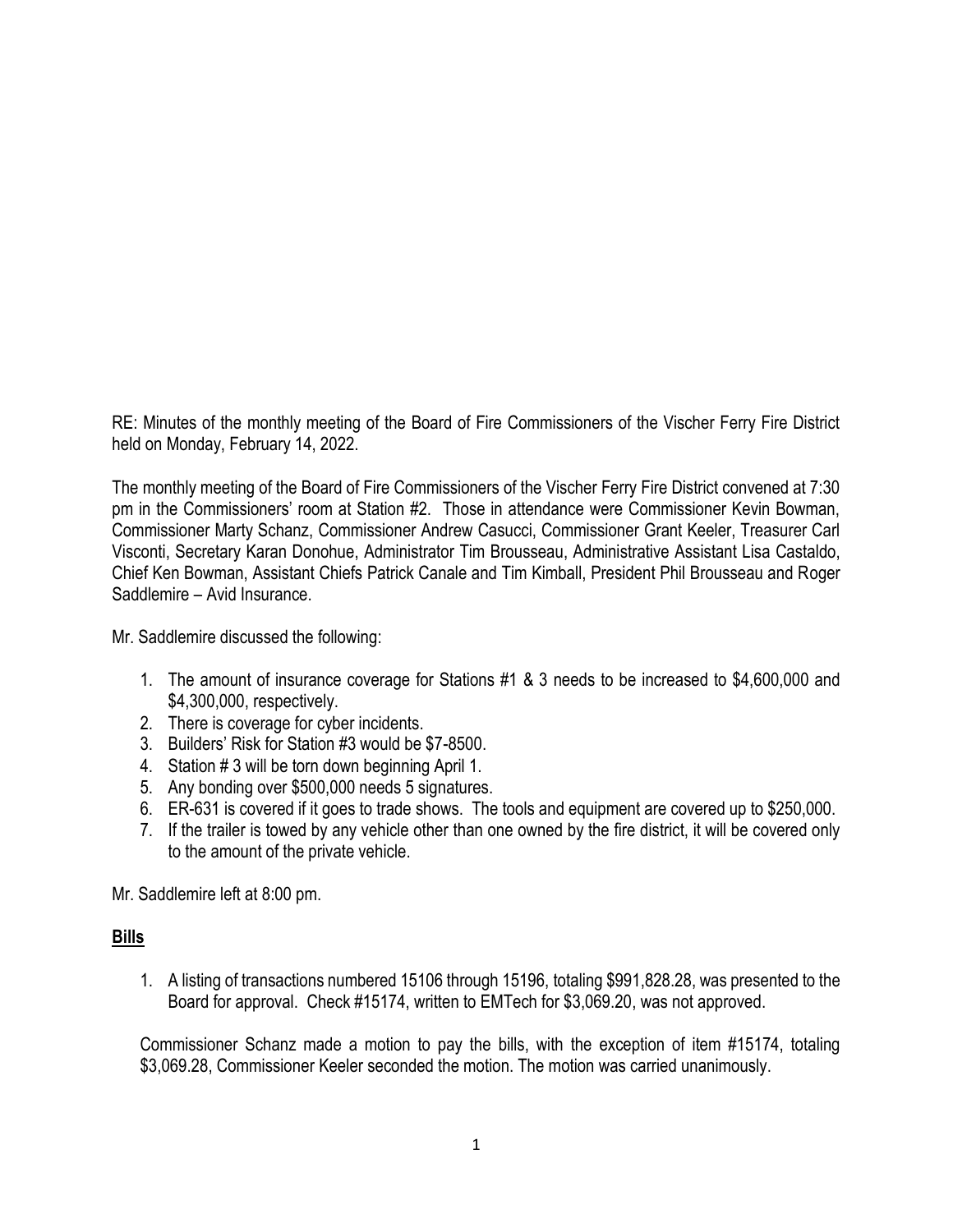RE: Minutes of the monthly meeting of the Board of Fire Commissioners of the Vischer Ferry Fire District held on Monday, February 14, 2022.

The monthly meeting of the Board of Fire Commissioners of the Vischer Ferry Fire District convened at 7:30 pm in the Commissioners' room at Station #2. Those in attendance were Commissioner Kevin Bowman, Commissioner Marty Schanz, Commissioner Andrew Casucci, Commissioner Grant Keeler, Treasurer Carl Visconti, Secretary Karan Donohue, Administrator Tim Brousseau, Administrative Assistant Lisa Castaldo, Chief Ken Bowman, Assistant Chiefs Patrick Canale and Tim Kimball, President Phil Brousseau and Roger Saddlemire – Avid Insurance.

Mr. Saddlemire discussed the following:

1. The amount of insurance coverage for Stations #1 & 3 needs to be increased to $4,600,000 and $4,300,000, respectively.
2. There is coverage for cyber incidents.
3. Builders' Risk for Station #3 would be $7-8500.
4. Station # 3 will be torn down beginning April 1.
5. Any bonding over $500,000 needs 5 signatures.
6. ER-631 is covered if it goes to trade shows. The tools and equipment are covered up to $250,000.
7. If the trailer is towed by any vehicle other than one owned by the fire district, it will be covered only to the amount of the private vehicle.

Mr. Saddlemire left at 8:00 pm.

## **Bills**

1. A listing of transactions numbered 15106 through 15196, totaling $991,828.28, was presented to the Board for approval. Check #15174, written to EMTech for $3,069.20, was not approved.

Commissioner Schanz made a motion to pay the bills, with the exception of item #15174, totaling $3,069.28, Commissioner Keeler seconded the motion. The motion was carried unanimously.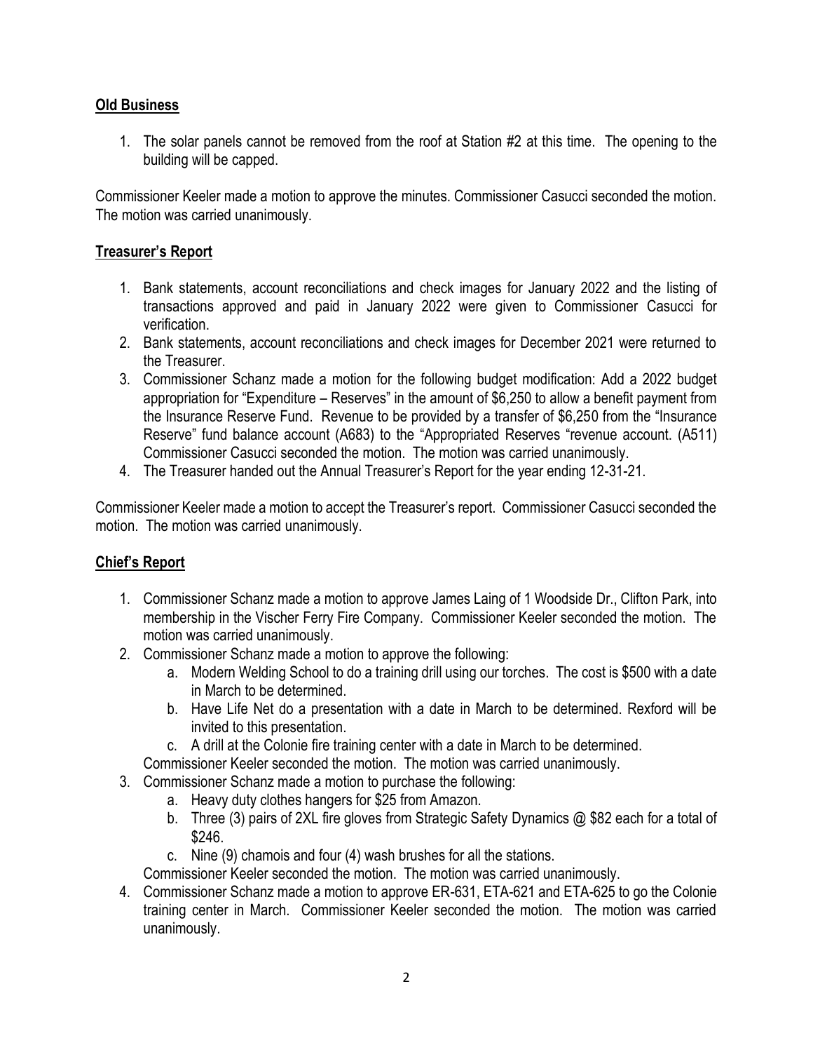## Old Business

1. The solar panels cannot be removed from the roof at Station #2 at this time. The opening to the building will be capped.

Commissioner Keeler made a motion to approve the minutes. Commissioner Casucci seconded the motion. The motion was carried unanimously.

## Treasurer's Report

1. Bank statements, account reconciliations and check images for January 2022 and the listing of transactions approved and paid in January 2022 were given to Commissioner Casucci for verification.
2. Bank statements, account reconciliations and check images for December 2021 were returned to the Treasurer.
3. Commissioner Schanz made a motion for the following budget modification: Add a 2022 budget appropriation for "Expenditure – Reserves" in the amount of $6,250 to allow a benefit payment from the Insurance Reserve Fund. Revenue to be provided by a transfer of $6,250 from the "Insurance Reserve" fund balance account (A683) to the "Appropriated Reserves "revenue account. (A511) Commissioner Casucci seconded the motion. The motion was carried unanimously.
4. The Treasurer handed out the Annual Treasurer's Report for the year ending 12-31-21.

Commissioner Keeler made a motion to accept the Treasurer's report. Commissioner Casucci seconded the motion. The motion was carried unanimously.

## Chief's Report

1. Commissioner Schanz made a motion to approve James Laing of 1 Woodside Dr., Clifton Park, into membership in the Vischer Ferry Fire Company. Commissioner Keeler seconded the motion. The motion was carried unanimously.
2. Commissioner Schanz made a motion to approve the following:
   a. Modern Welding School to do a training drill using our torches. The cost is $500 with a date in March to be determined.
   b. Have Life Net do a presentation with a date in March to be determined. Rexford will be invited to this presentation.
   c. A drill at the Colonie fire training center with a date in March to be determined.

   Commissioner Keeler seconded the motion. The motion was carried unanimously.
3. Commissioner Schanz made a motion to purchase the following:
   a. Heavy duty clothes hangers for $25 from Amazon.
   b. Three (3) pairs of 2XL fire gloves from Strategic Safety Dynamics @ $82 each for a total of $246.
   c. Nine (9) chamois and four (4) wash brushes for all the stations.

   Commissioner Keeler seconded the motion. The motion was carried unanimously.
4. Commissioner Schanz made a motion to approve ER-631, ETA-621 and ETA-625 to go the Colonie training center in March. Commissioner Keeler seconded the motion. The motion was carried unanimously.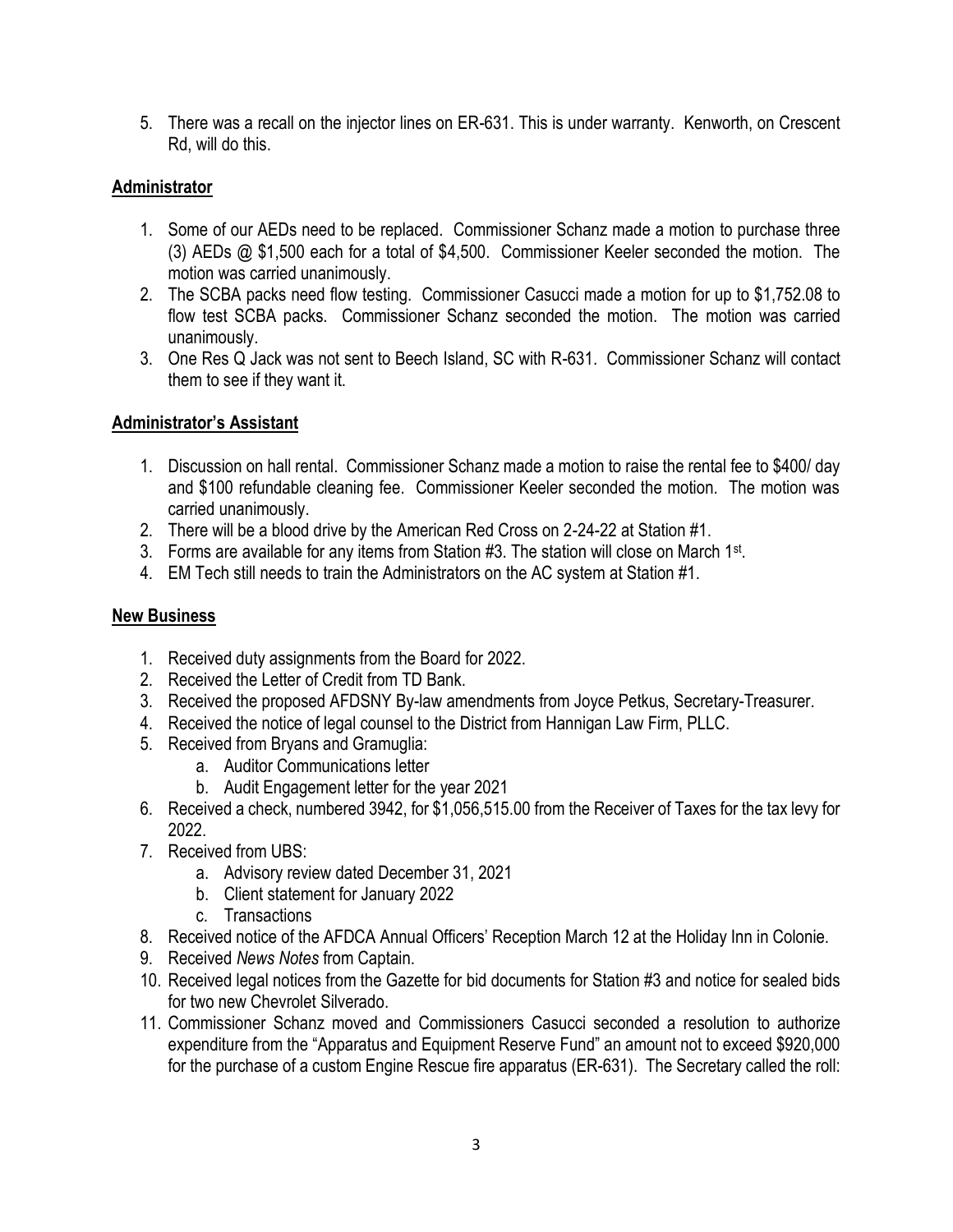5. There was a recall on the injector lines on ER-631. This is under warranty. Kenworth, on Crescent Rd, will do this.

## Administrator

1. Some of our AEDs need to be replaced. Commissioner Schanz made a motion to purchase three (3) AEDs @ $1,500 each for a total of $4,500. Commissioner Keeler seconded the motion. The motion was carried unanimously.
2. The SCBA packs need flow testing. Commissioner Casucci made a motion for up to $1,752.08 to flow test SCBA packs. Commissioner Schanz seconded the motion. The motion was carried unanimously.
3. One Res Q Jack was not sent to Beech Island, SC with R-631. Commissioner Schanz will contact them to see if they want it.

## Administrator's Assistant

1. Discussion on hall rental. Commissioner Schanz made a motion to raise the rental fee to $400/ day and $100 refundable cleaning fee. Commissioner Keeler seconded the motion. The motion was carried unanimously.
2. There will be a blood drive by the American Red Cross on 2-24-22 at Station #1.
3. Forms are available for any items from Station #3. The station will close on March 1st.
4. EM Tech still needs to train the Administrators on the AC system at Station #1.

## New Business

1. Received duty assignments from the Board for 2022.
2. Received the Letter of Credit from TD Bank.
3. Received the proposed AFDSNY By-law amendments from Joyce Petkus, Secretary-Treasurer.
4. Received the notice of legal counsel to the District from Hannigan Law Firm, PLLC.
5. Received from Bryans and Gramuglia:
   a. Auditor Communications letter
   b. Audit Engagement letter for the year 2021
6. Received a check, numbered 3942, for $1,056,515.00 from the Receiver of Taxes for the tax levy for 2022.
7. Received from UBS:
   a. Advisory review dated December 31, 2021
   b. Client statement for January 2022
   c. Transactions
8. Received notice of the AFDCA Annual Officers' Reception March 12 at the Holiday Inn in Colonie.
9. Received *News Notes* from Captain.
10. Received legal notices from the Gazette for bid documents for Station #3 and notice for sealed bids for two new Chevrolet Silverado.
11. Commissioner Schanz moved and Commissioners Casucci seconded a resolution to authorize expenditure from the "Apparatus and Equipment Reserve Fund" an amount not to exceed $920,000 for the purchase of a custom Engine Rescue fire apparatus (ER-631). The Secretary called the roll: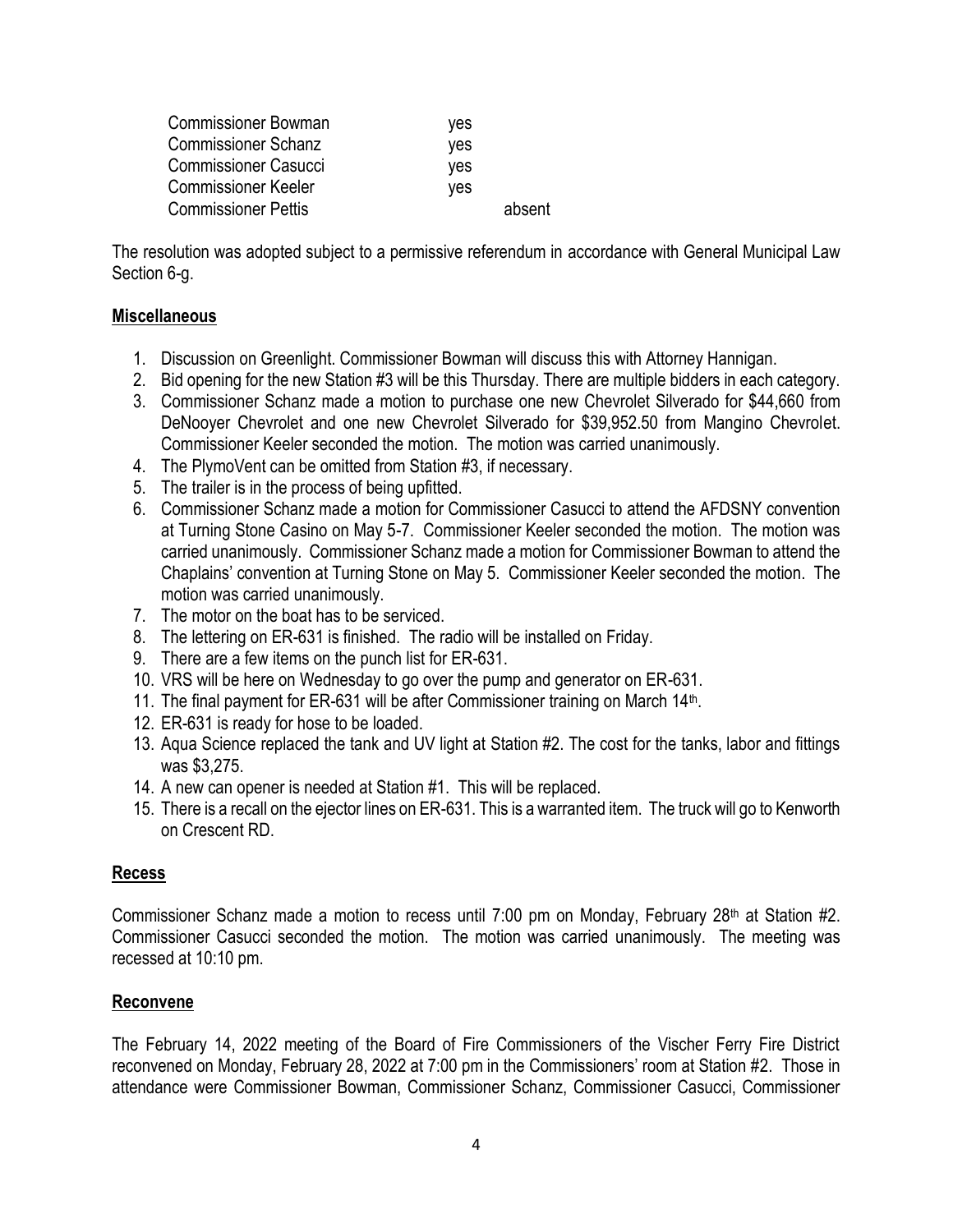| | | |
|---|---|---|
| Commissioner Bowman | yes | |
| Commissioner Schanz | yes | |
| Commissioner Casucci | yes | |
| Commissioner Keeler | yes | |
| Commissioner Pettis | | absent |

The resolution was adopted subject to a permissive referendum in accordance with General Municipal Law Section 6-g.

**Miscellaneous**

1. Discussion on Greenlight. Commissioner Bowman will discuss this with Attorney Hannigan.
2. Bid opening for the new Station #3 will be this Thursday. There are multiple bidders in each category.
3. Commissioner Schanz made a motion to purchase one new Chevrolet Silverado for $44,660 from DeNooyer Chevrolet and one new Chevrolet Silverado for $39,952.50 from Mangino Chevrolet. Commissioner Keeler seconded the motion. The motion was carried unanimously.
4. The PlymoVent can be omitted from Station #3, if necessary.
5. The trailer is in the process of being upfitted.
6. Commissioner Schanz made a motion for Commissioner Casucci to attend the AFDSNY convention at Turning Stone Casino on May 5-7. Commissioner Keeler seconded the motion. The motion was carried unanimously. Commissioner Schanz made a motion for Commissioner Bowman to attend the Chaplains' convention at Turning Stone on May 5. Commissioner Keeler seconded the motion. The motion was carried unanimously.
7. The motor on the boat has to be serviced.
8. The lettering on ER-631 is finished. The radio will be installed on Friday.
9. There are a few items on the punch list for ER-631.
10. VRS will be here on Wednesday to go over the pump and generator on ER-631.
11. The final payment for ER-631 will be after Commissioner training on March 14th.
12. ER-631 is ready for hose to be loaded.
13. Aqua Science replaced the tank and UV light at Station #2. The cost for the tanks, labor and fittings was $3,275.
14. A new can opener is needed at Station #1. This will be replaced.
15. There is a recall on the ejector lines on ER-631. This is a warranted item. The truck will go to Kenworth on Crescent RD.

**Recess**

Commissioner Schanz made a motion to recess until 7:00 pm on Monday, February 28th at Station #2. Commissioner Casucci seconded the motion. The motion was carried unanimously. The meeting was recessed at 10:10 pm.

**Reconvene**

The February 14, 2022 meeting of the Board of Fire Commissioners of the Vischer Ferry Fire District reconvened on Monday, February 28, 2022 at 7:00 pm in the Commissioners' room at Station #2. Those in attendance were Commissioner Bowman, Commissioner Schanz, Commissioner Casucci, Commissioner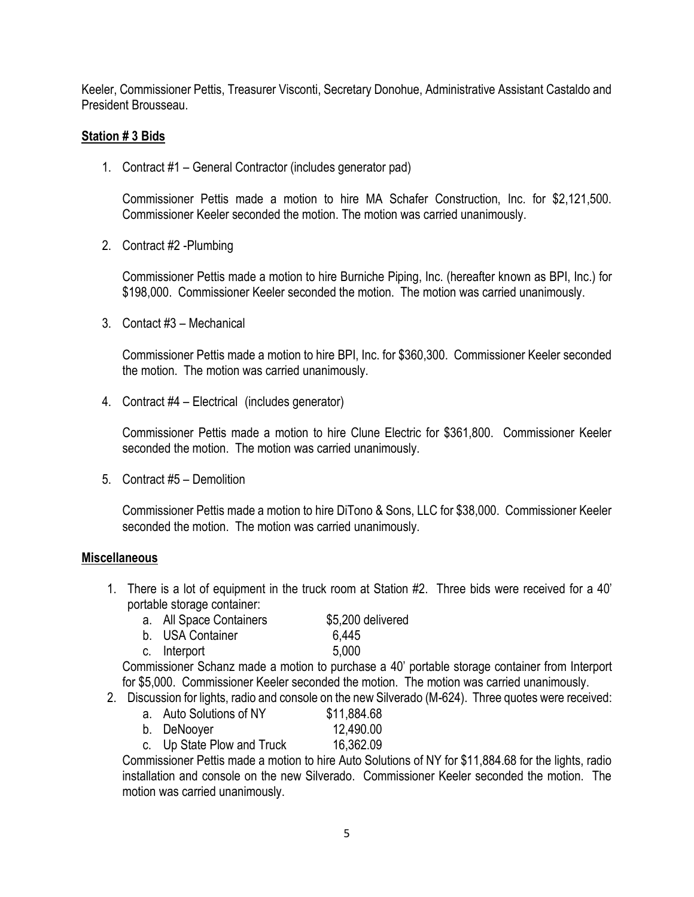Keeler, Commissioner Pettis, Treasurer Visconti, Secretary Donohue, Administrative Assistant Castaldo and President Brousseau.

**Station # 3 Bids**

1. Contract #1 – General Contractor (includes generator pad)

   Commissioner Pettis made a motion to hire MA Schafer Construction, Inc. for $2,121,500. Commissioner Keeler seconded the motion. The motion was carried unanimously.

2. Contract #2 -Plumbing

   Commissioner Pettis made a motion to hire Burniche Piping, Inc. (hereafter known as BPI, Inc.) for $198,000. Commissioner Keeler seconded the motion. The motion was carried unanimously.

3. Contact #3 – Mechanical

   Commissioner Pettis made a motion to hire BPI, Inc. for $360,300. Commissioner Keeler seconded the motion. The motion was carried unanimously.

4. Contract #4 – Electrical (includes generator)

   Commissioner Pettis made a motion to hire Clune Electric for $361,800. Commissioner Keeler seconded the motion. The motion was carried unanimously.

5. Contract #5 – Demolition

   Commissioner Pettis made a motion to hire DiTono & Sons, LLC for $38,000. Commissioner Keeler seconded the motion. The motion was carried unanimously.

**Miscellaneous**

1. There is a lot of equipment in the truck room at Station #2. Three bids were received for a 40' portable storage container:
   a. All Space Containers $5,200 delivered
   b. USA Container 6,445
   c. Interport 5,000

   Commissioner Schanz made a motion to purchase a 40' portable storage container from Interport for $5,000. Commissioner Keeler seconded the motion. The motion was carried unanimously.
2. Discussion for lights, radio and console on the new Silverado (M-624). Three quotes were received:
   a. Auto Solutions of NY $11,884.68
   b. DeNooyer 12,490.00
   c. Up State Plow and Truck 16,362.09

   Commissioner Pettis made a motion to hire Auto Solutions of NY for $11,884.68 for the lights, radio installation and console on the new Silverado. Commissioner Keeler seconded the motion. The motion was carried unanimously.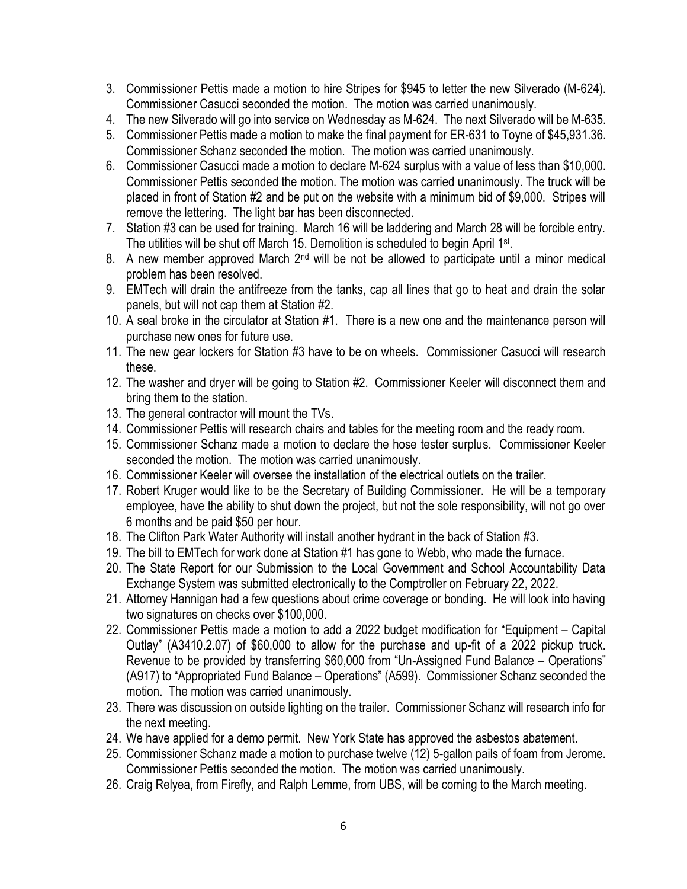3. Commissioner Pettis made a motion to hire Stripes for $945 to letter the new Silverado (M-624). Commissioner Casucci seconded the motion. The motion was carried unanimously.
4. The new Silverado will go into service on Wednesday as M-624. The next Silverado will be M-635.
5. Commissioner Pettis made a motion to make the final payment for ER-631 to Toyne of $45,931.36. Commissioner Schanz seconded the motion. The motion was carried unanimously.
6. Commissioner Casucci made a motion to declare M-624 surplus with a value of less than $10,000. Commissioner Pettis seconded the motion. The motion was carried unanimously. The truck will be placed in front of Station #2 and be put on the website with a minimum bid of $9,000. Stripes will remove the lettering. The light bar has been disconnected.
7. Station #3 can be used for training. March 16 will be laddering and March 28 will be forcible entry. The utilities will be shut off March 15. Demolition is scheduled to begin April 1st.
8. A new member approved March 2nd will be not be allowed to participate until a minor medical problem has been resolved.
9. EMTech will drain the antifreeze from the tanks, cap all lines that go to heat and drain the solar panels, but will not cap them at Station #2.
10. A seal broke in the circulator at Station #1. There is a new one and the maintenance person will purchase new ones for future use.
11. The new gear lockers for Station #3 have to be on wheels. Commissioner Casucci will research these.
12. The washer and dryer will be going to Station #2. Commissioner Keeler will disconnect them and bring them to the station.
13. The general contractor will mount the TVs.
14. Commissioner Pettis will research chairs and tables for the meeting room and the ready room.
15. Commissioner Schanz made a motion to declare the hose tester surplus. Commissioner Keeler seconded the motion. The motion was carried unanimously.
16. Commissioner Keeler will oversee the installation of the electrical outlets on the trailer.
17. Robert Kruger would like to be the Secretary of Building Commissioner. He will be a temporary employee, have the ability to shut down the project, but not the sole responsibility, will not go over 6 months and be paid $50 per hour.
18. The Clifton Park Water Authority will install another hydrant in the back of Station #3.
19. The bill to EMTech for work done at Station #1 has gone to Webb, who made the furnace.
20. The State Report for our Submission to the Local Government and School Accountability Data Exchange System was submitted electronically to the Comptroller on February 22, 2022.
21. Attorney Hannigan had a few questions about crime coverage or bonding. He will look into having two signatures on checks over $100,000.
22. Commissioner Pettis made a motion to add a 2022 budget modification for "Equipment – Capital Outlay" (A3410.2.07) of $60,000 to allow for the purchase and up-fit of a 2022 pickup truck. Revenue to be provided by transferring $60,000 from "Un-Assigned Fund Balance – Operations" (A917) to "Appropriated Fund Balance – Operations" (A599). Commissioner Schanz seconded the motion. The motion was carried unanimously.
23. There was discussion on outside lighting on the trailer. Commissioner Schanz will research info for the next meeting.
24. We have applied for a demo permit. New York State has approved the asbestos abatement.
25. Commissioner Schanz made a motion to purchase twelve (12) 5-gallon pails of foam from Jerome. Commissioner Pettis seconded the motion. The motion was carried unanimously.
26. Craig Relyea, from Firefly, and Ralph Lemme, from UBS, will be coming to the March meeting.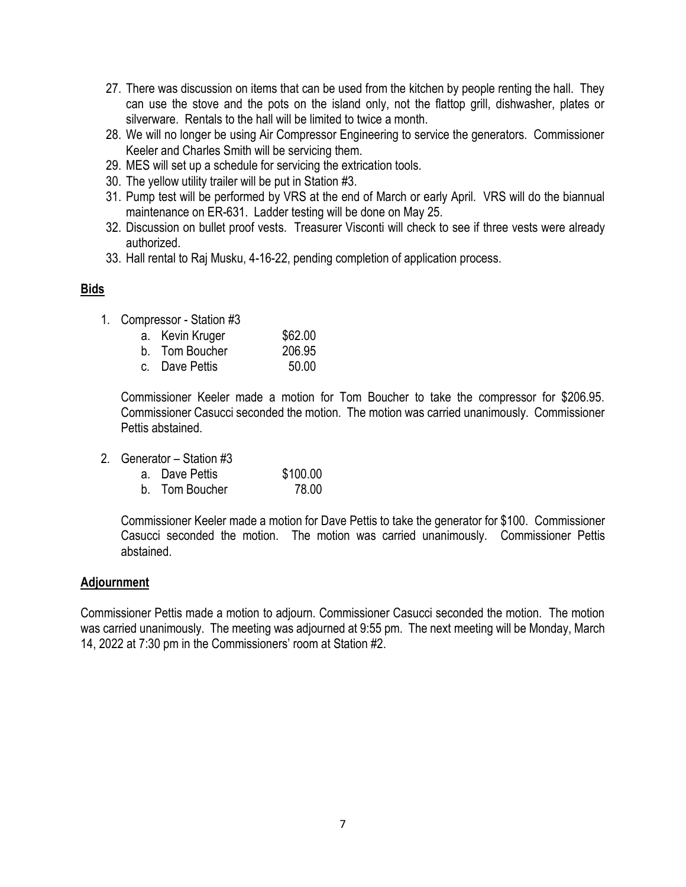27. There was discussion on items that can be used from the kitchen by people renting the hall. They can use the stove and the pots on the island only, not the flattop grill, dishwasher, plates or silverware. Rentals to the hall will be limited to twice a month.
28. We will no longer be using Air Compressor Engineering to service the generators. Commissioner Keeler and Charles Smith will be servicing them.
29. MES will set up a schedule for servicing the extrication tools.
30. The yellow utility trailer will be put in Station #3.
31. Pump test will be performed by VRS at the end of March or early April. VRS will do the biannual maintenance on ER-631. Ladder testing will be done on May 25.
32. Discussion on bullet proof vests. Treasurer Visconti will check to see if three vests were already authorized.
33. Hall rental to Raj Musku, 4-16-22, pending completion of application process.

**Bids**

1. Compressor - Station #3
   a. Kevin Kruger $62.00
   b. Tom Boucher 206.95
   c. Dave Pettis 50.00

   Commissioner Keeler made a motion for Tom Boucher to take the compressor for $206.95. Commissioner Casucci seconded the motion. The motion was carried unanimously. Commissioner Pettis abstained.

2. Generator – Station #3
   a. Dave Pettis $100.00
   b. Tom Boucher 78.00

   Commissioner Keeler made a motion for Dave Pettis to take the generator for $100. Commissioner Casucci seconded the motion. The motion was carried unanimously. Commissioner Pettis abstained.

**Adjournment**

Commissioner Pettis made a motion to adjourn. Commissioner Casucci seconded the motion. The motion was carried unanimously. The meeting was adjourned at 9:55 pm. The next meeting will be Monday, March 14, 2022 at 7:30 pm in the Commissioners' room at Station #2.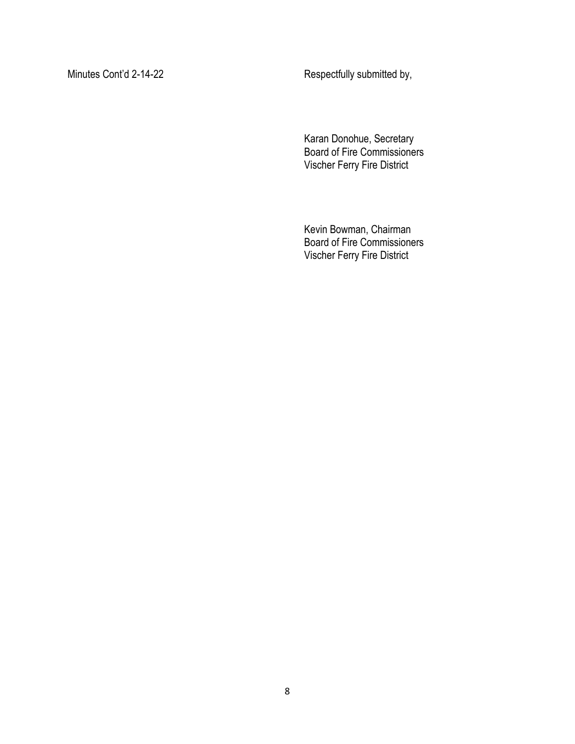Minutes Cont'd 2-14-22

Respectfully submitted by,

Karan Donohue, Secretary
Board of Fire Commissioners
Vischer Ferry Fire District

Kevin Bowman, Chairman
Board of Fire Commissioners
Vischer Ferry Fire District